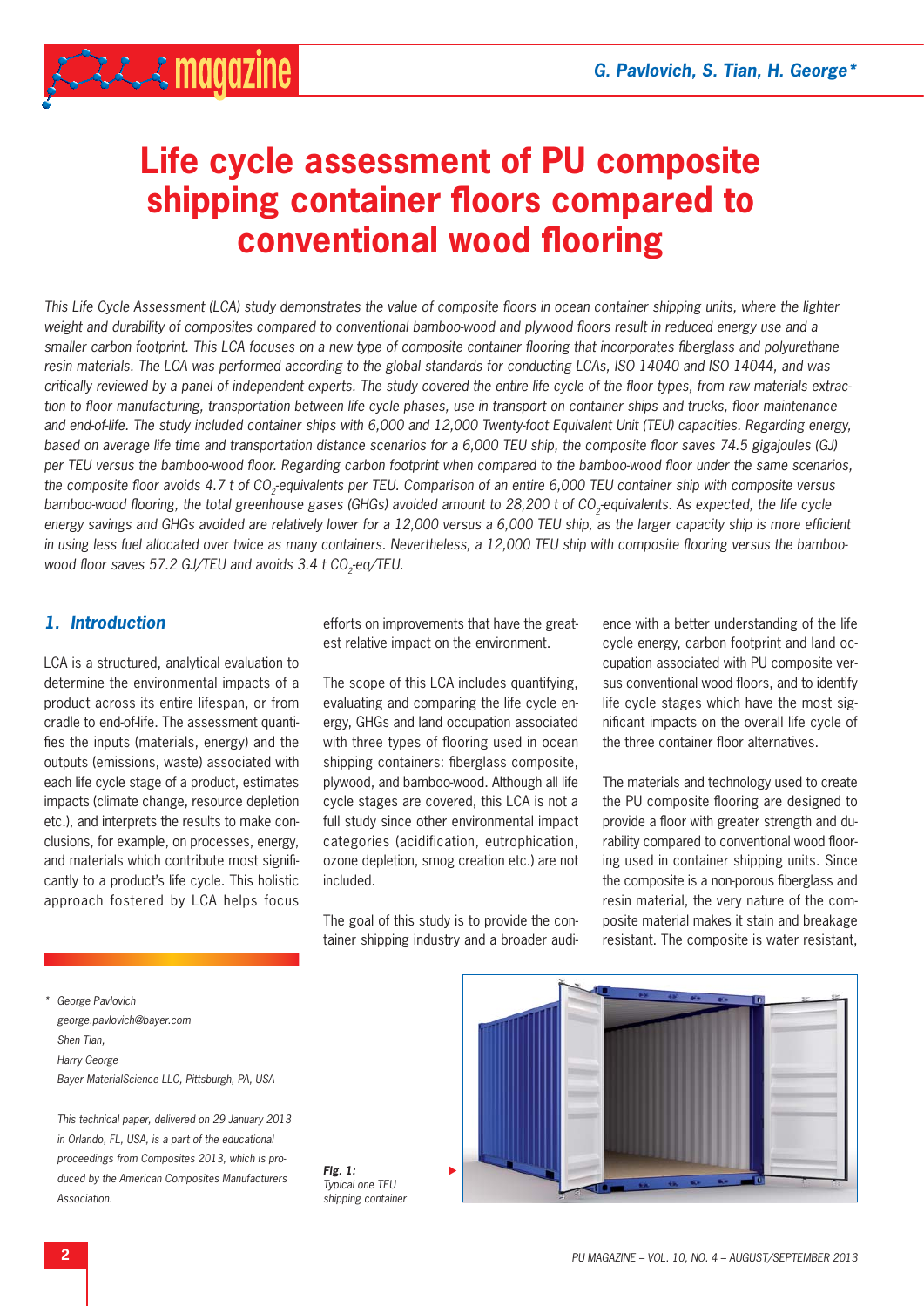# Life cycle assessment of PU composite shipping container floors compared to conventional wood flooring

*This Life Cycle Assessment (LCA) study demonstrates the value of composite floors in ocean container shipping units, where the lighter weight and durability of composites compared to conventional bamboo-wood and plywood floors result in reduced energy use and a smaller carbon footprint. This LCA focuses on a new type of composite container flooring that incorporates fiberglass and polyurethane resin materials. The LCA was performed according to the global standards for conducting LCAs, ISO 14040 and ISO 14044, and was critically reviewed by a panel of independent experts. The study covered the entire life cycle of the floor types, from raw materials extraction to floor manufacturing, transportation between life cycle phases, use in transport on container ships and trucks, floor maintenance and end-of-life. The study included container ships with 6,000 and 12,000 Twenty-foot Equivalent Unit (TEU) capacities. Regarding energy, based on average life time and transportation distance scenarios for a 6,000 TEU ship, the composite floor saves 74.5 gigajoules (GJ) per TEU versus the bamboo-wood floor. Regarding carbon footprint when compared to the bamboo-wood floor under the same scenarios, the composite floor avoids 4.7 t of $CO_2$-equivalents per TEU. Comparison of an entire 6,000 TEU container ship with composite versus bamboo-wood flooring, the total greenhouse gases (GHGs) avoided amount to 28,200 t of $CO_2$-equivalents. As expected, the life cycle energy savings and GHGs avoided are relatively lower for a 12,000 versus a 6,000 TEU ship, as the larger capacity ship is more efficient in using less fuel allocated over twice as many containers. Nevertheless, a 12,000 TEU ship with composite flooring versus the bamboo-wood floor saves 57.2 GJ/TEU and avoids 3.4 t $CO_2$-eq/TEU.*

## 1. Introduction

LCA is a structured, analytical evaluation to determine the environmental impacts of a product across its entire lifespan, or from cradle to end-of-life. The assessment quantifies the inputs (materials, energy) and the outputs (emissions, waste) associated with each life cycle stage of a product, estimates impacts (climate change, resource depletion etc.), and interprets the results to make conclusions, for example, on processes, energy, and materials which contribute most significantly to a product's life cycle. This holistic approach fostered by LCA helps focus efforts on improvements that have the greatest relative impact on the environment.

The scope of this LCA includes quantifying, evaluating and comparing the life cycle energy, GHGs and land occupation associated with three types of flooring used in ocean shipping containers: fiberglass composite, plywood, and bamboo-wood. Although all life cycle stages are covered, this LCA is not a full study since other environmental impact categories (acidification, eutrophication, ozone depletion, smog creation etc.) are not included.

The goal of this study is to provide the container shipping industry and a broader audience with a better understanding of the life cycle energy, carbon footprint and land occupation associated with PU composite versus conventional wood floors, and to identify life cycle stages which have the most significant impacts on the overall life cycle of the three container floor alternatives.

The materials and technology used to create the PU composite flooring are designed to provide a floor with greater strength and durability compared to conventional wood flooring used in container shipping units. Since the composite is a non-porous fiberglass and resin material, the very nature of the composite material makes it stain and breakage resistant. The composite is water resistant,

*Fig. 1:* Typical one TEU shipping container

\* George Pavlovich
george.pavlovich@bayer.com
Shen Tian,
Harry George
Bayer MaterialScience LLC, Pittsburgh, PA, USA

*This technical paper, delivered on 29 January 2013 in Orlando, FL, USA, is a part of the educational proceedings from Composites 2013, which is produced by the American Composites Manufacturers Association.*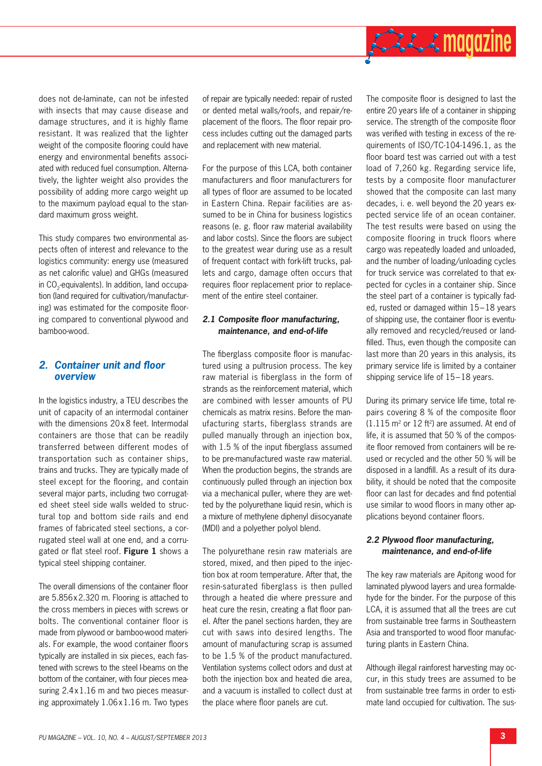does not de-laminate, can not be infested with insects that may cause disease and damage structures, and it is highly flame resistant. It was realized that the lighter weight of the composite flooring could have energy and environmental benefits associated with reduced fuel consumption. Alternatively, the lighter weight also provides the possibility of adding more cargo weight up to the maximum payload equal to the standard maximum gross weight.

This study compares two environmental aspects often of interest and relevance to the logistics community: energy use (measured as net calorific value) and GHGs (measured in $CO_2$-equivalents). In addition, land occupation (land required for cultivation/manufacturing) was estimated for the composite flooring compared to conventional plywood and bamboo-wood.

## 2. Container unit and floor overview

In the logistics industry, a TEU describes the unit of capacity of an intermodal container with the dimensions 20x8 feet. Intermodal containers are those that can be readily transferred between different modes of transportation such as container ships, trains and trucks. They are typically made of steel except for the flooring, and contain several major parts, including two corrugated sheet steel side walls welded to structural top and bottom side rails and end frames of fabricated steel sections, a corrugated steel wall at one end, and a corrugated or flat steel roof. **Figure 1** shows a typical steel shipping container.

The overall dimensions of the container floor are 5.856x2.320 m. Flooring is attached to the cross members in pieces with screws or bolts. The conventional container floor is made from plywood or bamboo-wood materials. For example, the wood container floors typically are installed in six pieces, each fastened with screws to the steel I-beams on the bottom of the container, with four pieces measuring 2.4x1.16 m and two pieces measuring approximately 1.06x1.16 m. Two types of repair are typically needed: repair of rusted or dented metal walls/roofs, and repair/replacement of the floors. The floor repair process includes cutting out the damaged parts and replacement with new material.

For the purpose of this LCA, both container manufacturers and floor manufacturers for all types of floor are assumed to be located in Eastern China. Repair facilities are assumed to be in China for business logistics reasons (e. g. floor raw material availability and labor costs). Since the floors are subject to the greatest wear during use as a result of frequent contact with fork-lift trucks, pallets and cargo, damage often occurs that requires floor replacement prior to replacement of the entire steel container.

### 2.1 Composite floor manufacturing, maintenance, and end-of-life

The fiberglass composite floor is manufactured using a pultrusion process. The key raw material is fiberglass in the form of strands as the reinforcement material, which are combined with lesser amounts of PU chemicals as matrix resins. Before the manufacturing starts, fiberglass strands are pulled manually through an injection box, with 1.5 % of the input fiberglass assumed to be pre-manufactured waste raw material. When the production begins, the strands are continuously pulled through an injection box via a mechanical puller, where they are wetted by the polyurethane liquid resin, which is a mixture of methylene diphenyl diisocyanate (MDI) and a polyether polyol blend.

The polyurethane resin raw materials are stored, mixed, and then piped to the injection box at room temperature. After that, the resin-saturated fiberglass is then pulled through a heated die where pressure and heat cure the resin, creating a flat floor panel. After the panel sections harden, they are cut with saws into desired lengths. The amount of manufacturing scrap is assumed to be 1.5 % of the product manufactured. Ventilation systems collect odors and dust at both the injection box and heated die area, and a vacuum is installed to collect dust at the place where floor panels are cut.

The composite floor is designed to last the entire 20 years life of a container in shipping service. The strength of the composite floor was verified with testing in excess of the requirements of ISO/TC-104-1496.1, as the floor board test was carried out with a test load of 7,260 kg. Regarding service life, tests by a composite floor manufacturer showed that the composite can last many decades, i. e. well beyond the 20 years expected service life of an ocean container. The test results were based on using the composite flooring in truck floors where cargo was repeatedly loaded and unloaded, and the number of loading/unloading cycles for truck service was correlated to that expected for cycles in a container ship. Since the steel part of a container is typically faded, rusted or damaged within 15–18 years of shipping use, the container floor is eventually removed and recycled/reused or landfilled. Thus, even though the composite can last more than 20 years in this analysis, its primary service life is limited by a container shipping service life of 15–18 years.

During its primary service life time, total repairs covering 8 % of the composite floor (1.115 $m^2$ or 12 $ft^2$) are assumed. At end of life, it is assumed that 50 % of the composite floor removed from containers will be reused or recycled and the other 50 % will be disposed in a landfill. As a result of its durability, it should be noted that the composite floor can last for decades and find potential use similar to wood floors in many other applications beyond container floors.

### 2.2 Plywood floor manufacturing, maintenance, and end-of-life

The key raw materials are Apitong wood for laminated plywood layers and urea formaldehyde for the binder. For the purpose of this LCA, it is assumed that all the trees are cut from sustainable tree farms in Southeastern Asia and transported to wood floor manufacturing plants in Eastern China.

Although illegal rainforest harvesting may occur, in this study trees are assumed to be from sustainable tree farms in order to estimate land occupied for cultivation. The sus-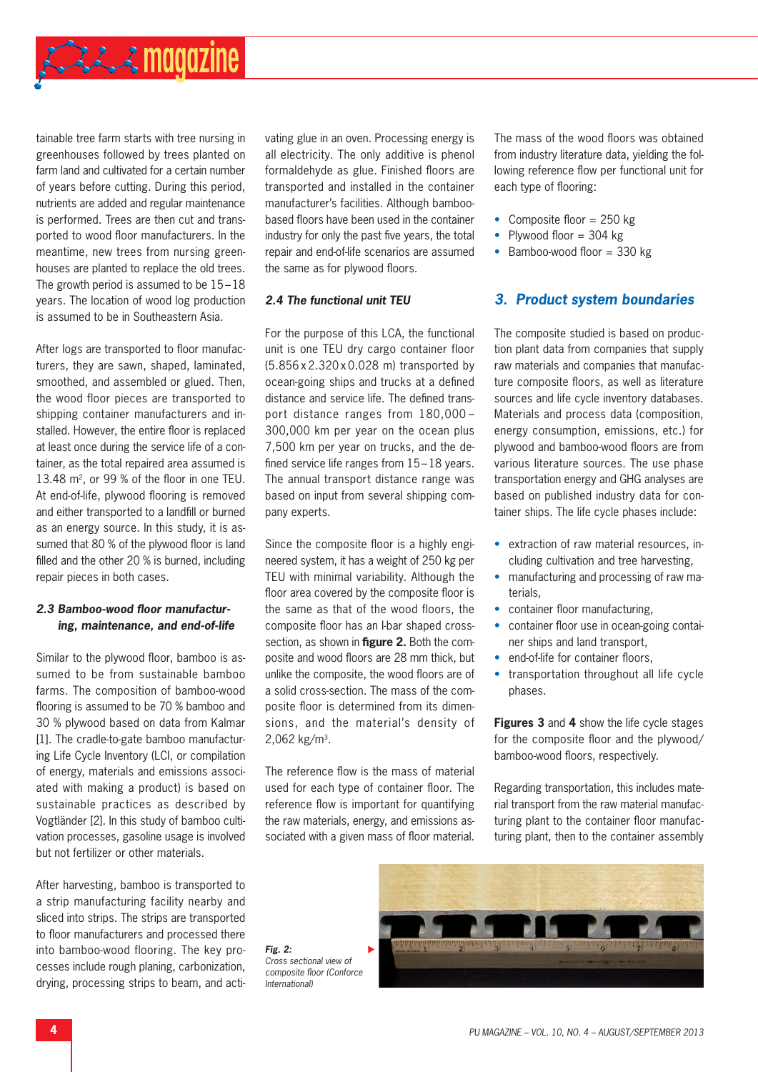tainable tree farm starts with tree nursing in greenhouses followed by trees planted on farm land and cultivated for a certain number of years before cutting. During this period, nutrients are added and regular maintenance is performed. Trees are then cut and transported to wood floor manufacturers. In the meantime, new trees from nursing greenhouses are planted to replace the old trees. The growth period is assumed to be 15–18 years. The location of wood log production is assumed to be in Southeastern Asia.

After logs are transported to floor manufacturers, they are sawn, shaped, laminated, smoothed, and assembled or glued. Then, the wood floor pieces are transported to shipping container manufacturers and installed. However, the entire floor is replaced at least once during the service life of a container, as the total repaired area assumed is 13.48 m², or 99 % of the floor in one TEU. At end-of-life, plywood flooring is removed and either transported to a landfill or burned as an energy source. In this study, it is assumed that 80 % of the plywood floor is land filled and the other 20 % is burned, including repair pieces in both cases.

### 2.3 Bamboo-wood floor manufacturing, maintenance, and end-of-life

Similar to the plywood floor, bamboo is assumed to be from sustainable bamboo farms. The composition of bamboo-wood flooring is assumed to be 70 % bamboo and 30 % plywood based on data from Kalmar [1]. The cradle-to-gate bamboo manufacturing Life Cycle Inventory (LCI, or compilation of energy, materials and emissions associated with making a product) is based on sustainable practices as described by Vogtländer [2]. In this study of bamboo cultivation processes, gasoline usage is involved but not fertilizer or other materials.

After harvesting, bamboo is transported to a strip manufacturing facility nearby and sliced into strips. The strips are transported to floor manufacturers and processed there into bamboo-wood flooring. The key processes include rough planing, carbonization, drying, processing strips to beam, and activating glue in an oven. Processing energy is all electricity. The only additive is phenol formaldehyde as glue. Finished floors are transported and installed in the container manufacturer's facilities. Although bamboo-based floors have been used in the container industry for only the past five years, the total repair and end-of-life scenarios are assumed the same as for plywood floors.

### 2.4 The functional unit TEU

For the purpose of this LCA, the functional unit is one TEU dry cargo container floor (5.856 x 2.320 x 0.028 m) transported by ocean-going ships and trucks at a defined distance and service life. The defined transport distance ranges from 180,000–300,000 km per year on the ocean plus 7,500 km per year on trucks, and the defined service life ranges from 15–18 years. The annual transport distance range was based on input from several shipping company experts.

Since the composite floor is a highly engineered system, it has a weight of 250 kg per TEU with minimal variability. Although the floor area covered by the composite floor is the same as that of the wood floors, the composite floor has an I-bar shaped cross-section, as shown in **figure 2.** Both the composite and wood floors are 28 mm thick, but unlike the composite, the wood floors are of a solid cross-section. The mass of the composite floor is determined from its dimensions, and the material's density of 2,062 kg/m³.

The reference flow is the mass of material used for each type of container floor. The reference flow is important for quantifying the raw materials, energy, and emissions associated with a given mass of floor material.

The mass of the wood floors was obtained from industry literature data, yielding the following reference flow per functional unit for each type of flooring:

- Composite floor = 250 kg
- Plywood floor = 304 kg
- Bamboo-wood floor = 330 kg

## 3. Product system boundaries

The composite studied is based on production plant data from companies that supply raw materials and companies that manufacture composite floors, as well as literature sources and life cycle inventory databases. Materials and process data (composition, energy consumption, emissions, etc.) for plywood and bamboo-wood floors are from various literature sources. The use phase transportation energy and GHG analyses are based on published industry data for container ships. The life cycle phases include:

- extraction of raw material resources, including cultivation and tree harvesting,
- manufacturing and processing of raw materials,
- container floor manufacturing,
- container floor use in ocean-going container ships and land transport,
- end-of-life for container floors,
- transportation throughout all life cycle phases.

**Figures 3** and **4** show the life cycle stages for the composite floor and the plywood/bamboo-wood floors, respectively.

Regarding transportation, this includes material transport from the raw material manufacturing plant to the container floor manufacturing plant, then to the container assembly

*Fig. 2:* *Cross sectional view of composite floor (Conforce International)*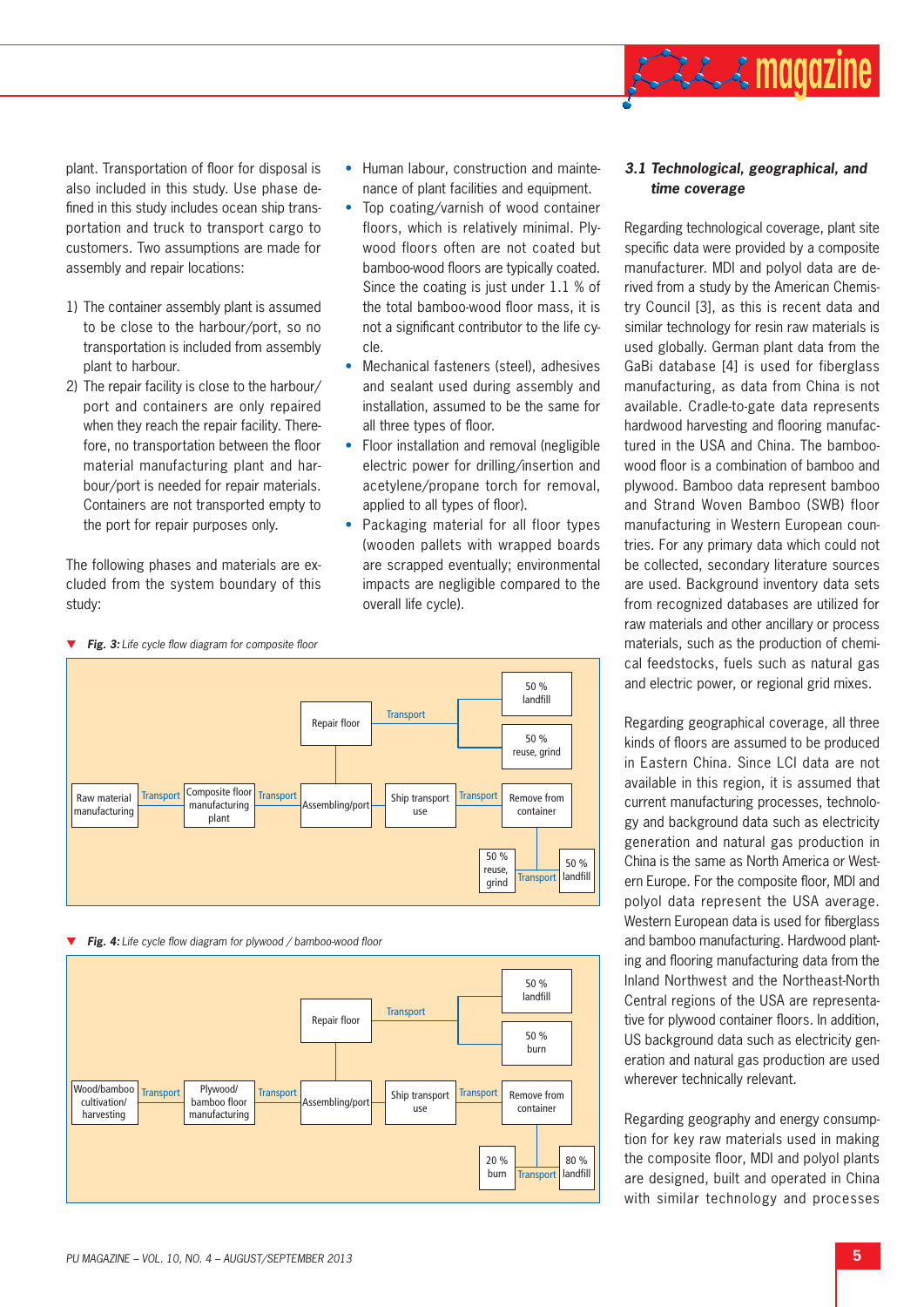plant. Transportation of floor for disposal is also included in this study. Use phase defined in this study includes ocean ship transportation and truck to transport cargo to customers. Two assumptions are made for assembly and repair locations:

1) The container assembly plant is assumed to be close to the harbour/port, so no transportation is included from assembly plant to harbour.
2) The repair facility is close to the harbour/port and containers are only repaired when they reach the repair facility. Therefore, no transportation between the floor material manufacturing plant and harbour/port is needed for repair materials. Containers are not transported empty to the port for repair purposes only.

The following phases and materials are excluded from the system boundary of this study:

- Human labour, construction and maintenance of plant facilities and equipment.
- Top coating/varnish of wood container floors, which is relatively minimal. Plywood floors often are not coated but bamboo-wood floors are typically coated. Since the coating is just under 1.1 % of the total bamboo-wood floor mass, it is not a significant contributor to the life cycle.
- Mechanical fasteners (steel), adhesives and sealant used during assembly and installation, assumed to be the same for all three types of floor.
- Floor installation and removal (negligible electric power for drilling/insertion and acetylene/propane torch for removal, applied to all types of floor).
- Packaging material for all floor types (wooden pallets with wrapped boards are scrapped eventually; environmental impacts are negligible compared to the overall life cycle).

***Fig. 3:*** *Life cycle flow diagram for composite floor*

Raw material manufacturing → Transport → Composite floor manufacturing plant → Transport → Assembling/port → Ship transport use → Transport → Remove from container → Transport → 50 % reuse, grind / 50 % landfill

Assembling/port → Repair floor → Transport → 50 % landfill / 50 % reuse, grind

***Fig. 4:*** *Life cycle flow diagram for plywood / bamboo-wood floor*

Wood/bamboo cultivation/ harvesting → Transport → Plywood/ bamboo floor manufacturing → Transport → Assembling/port → Ship transport use → Transport → Remove from container → Transport → 20 % burn / 80 % landfill

Assembling/port → Repair floor → Transport → 50 % landfill / 50 % burn

### 3.1 Technological, geographical, and time coverage

Regarding technological coverage, plant site specific data were provided by a composite manufacturer. MDI and polyol data are derived from a study by the American Chemistry Council [3], as this is recent data and similar technology for resin raw materials is used globally. German plant data from the GaBi database [4] is used for fiberglass manufacturing, as data from China is not available. Cradle-to-gate data represents hardwood harvesting and flooring manufactured in the USA and China. The bamboo-wood floor is a combination of bamboo and plywood. Bamboo data represent bamboo and Strand Woven Bamboo (SWB) floor manufacturing in Western European countries. For any primary data which could not be collected, secondary literature sources are used. Background inventory data sets from recognized databases are utilized for raw materials and other ancillary or process materials, such as the production of chemical feedstocks, fuels such as natural gas and electric power, or regional grid mixes.

Regarding geographical coverage, all three kinds of floors are assumed to be produced in Eastern China. Since LCI data are not available in this region, it is assumed that current manufacturing processes, technology and background data such as electricity generation and natural gas production in China is the same as North America or Western Europe. For the composite floor, MDI and polyol data represent the USA average. Western European data is used for fiberglass and bamboo manufacturing. Hardwood planting and flooring manufacturing data from the Inland Northwest and the Northeast-North Central regions of the USA are representative for plywood container floors. In addition, US background data such as electricity generation and natural gas production are used wherever technically relevant.

Regarding geography and energy consumption for key raw materials used in making the composite floor, MDI and polyol plants are designed, built and operated in China with similar technology and processes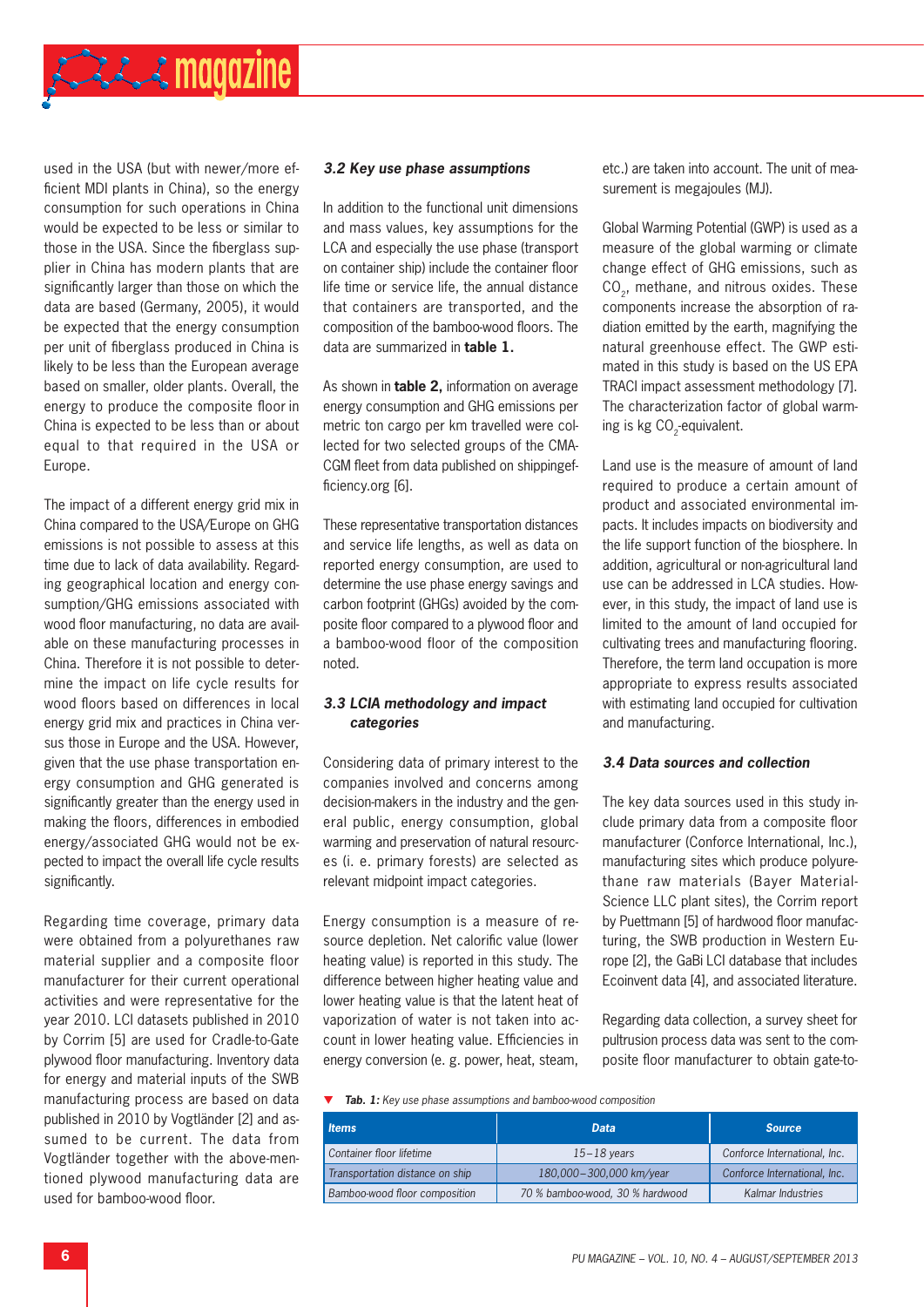used in the USA (but with newer/more efficient MDI plants in China), so the energy consumption for such operations in China would be expected to be less or similar to those in the USA. Since the fiberglass supplier in China has modern plants that are significantly larger than those on which the data are based (Germany, 2005), it would be expected that the energy consumption per unit of fiberglass produced in China is likely to be less than the European average based on smaller, older plants. Overall, the energy to produce the composite floor in China is expected to be less than or about equal to that required in the USA or Europe.

The impact of a different energy grid mix in China compared to the USA/Europe on GHG emissions is not possible to assess at this time due to lack of data availability. Regarding geographical location and energy consumption/GHG emissions associated with wood floor manufacturing, no data are available on these manufacturing processes in China. Therefore it is not possible to determine the impact on life cycle results for wood floors based on differences in local energy grid mix and practices in China versus those in Europe and the USA. However, given that the use phase transportation energy consumption and GHG generated is significantly greater than the energy used in making the floors, differences in embodied energy/associated GHG would not be expected to impact the overall life cycle results significantly.

Regarding time coverage, primary data were obtained from a polyurethanes raw material supplier and a composite floor manufacturer for their current operational activities and were representative for the year 2010. LCI datasets published in 2010 by Corrim [5] are used for Cradle-to-Gate plywood floor manufacturing. Inventory data for energy and material inputs of the SWB manufacturing process are based on data published in 2010 by Vogtländer [2] and assumed to be current. The data from Vogtländer together with the above-mentioned plywood manufacturing data are used for bamboo-wood floor.

### *3.2 Key use phase assumptions*

In addition to the functional unit dimensions and mass values, key assumptions for the LCA and especially the use phase (transport on container ship) include the container floor life time or service life, the annual distance that containers are transported, and the composition of the bamboo-wood floors. The data are summarized in **table 1.**

As shown in **table 2,** information on average energy consumption and GHG emissions per metric ton cargo per km travelled were collected for two selected groups of the CMA-CGM fleet from data published on shippingefficiency.org [6].

These representative transportation distances and service life lengths, as well as data on reported energy consumption, are used to determine the use phase energy savings and carbon footprint (GHGs) avoided by the composite floor compared to a plywood floor and a bamboo-wood floor of the composition noted.

### *3.3 LCIA methodology and impact categories*

Considering data of primary interest to the companies involved and concerns among decision-makers in the industry and the general public, energy consumption, global warming and preservation of natural resources (i. e. primary forests) are selected as relevant midpoint impact categories.

Energy consumption is a measure of resource depletion. Net calorific value (lower heating value) is reported in this study. The difference between higher heating value and lower heating value is that the latent heat of vaporization of water is not taken into account in lower heating value. Efficiencies in energy conversion (e. g. power, heat, steam, etc.) are taken into account. The unit of measurement is megajoules (MJ).

Global Warming Potential (GWP) is used as a measure of the global warming or climate change effect of GHG emissions, such as $CO_2$, methane, and nitrous oxides. These components increase the absorption of radiation emitted by the earth, magnifying the natural greenhouse effect. The GWP estimated in this study is based on the US EPA TRACI impact assessment methodology [7]. The characterization factor of global warming is kg $CO_2$-equivalent.

Land use is the measure of amount of land required to produce a certain amount of product and associated environmental impacts. It includes impacts on biodiversity and the life support function of the biosphere. In addition, agricultural or non-agricultural land use can be addressed in LCA studies. However, in this study, the impact of land use is limited to the amount of land occupied for cultivating trees and manufacturing flooring. Therefore, the term land occupation is more appropriate to express results associated with estimating land occupied for cultivation and manufacturing.

### *3.4 Data sources and collection*

The key data sources used in this study include primary data from a composite floor manufacturer (Conforce International, Inc.), manufacturing sites which produce polyurethane raw materials (Bayer MaterialScience LLC plant sites), the Corrim report by Puettmann [5] of hardwood floor manufacturing, the SWB production in Western Europe [2], the GaBi LCI database that includes Ecoinvent data [4], and associated literature.

Regarding data collection, a survey sheet for pultrusion process data was sent to the composite floor manufacturer to obtain gate-to-

***Tab. 1:*** *Key use phase assumptions and bamboo-wood composition*

| Items | Data | Source |
|---|---|---|
| Container floor lifetime | 15–18 years | Conforce International, Inc. |
| Transportation distance on ship | 180,000–300,000 km/year | Conforce International, Inc. |
| Bamboo-wood floor composition | 70 % bamboo-wood, 30 % hardwood | Kalmar Industries |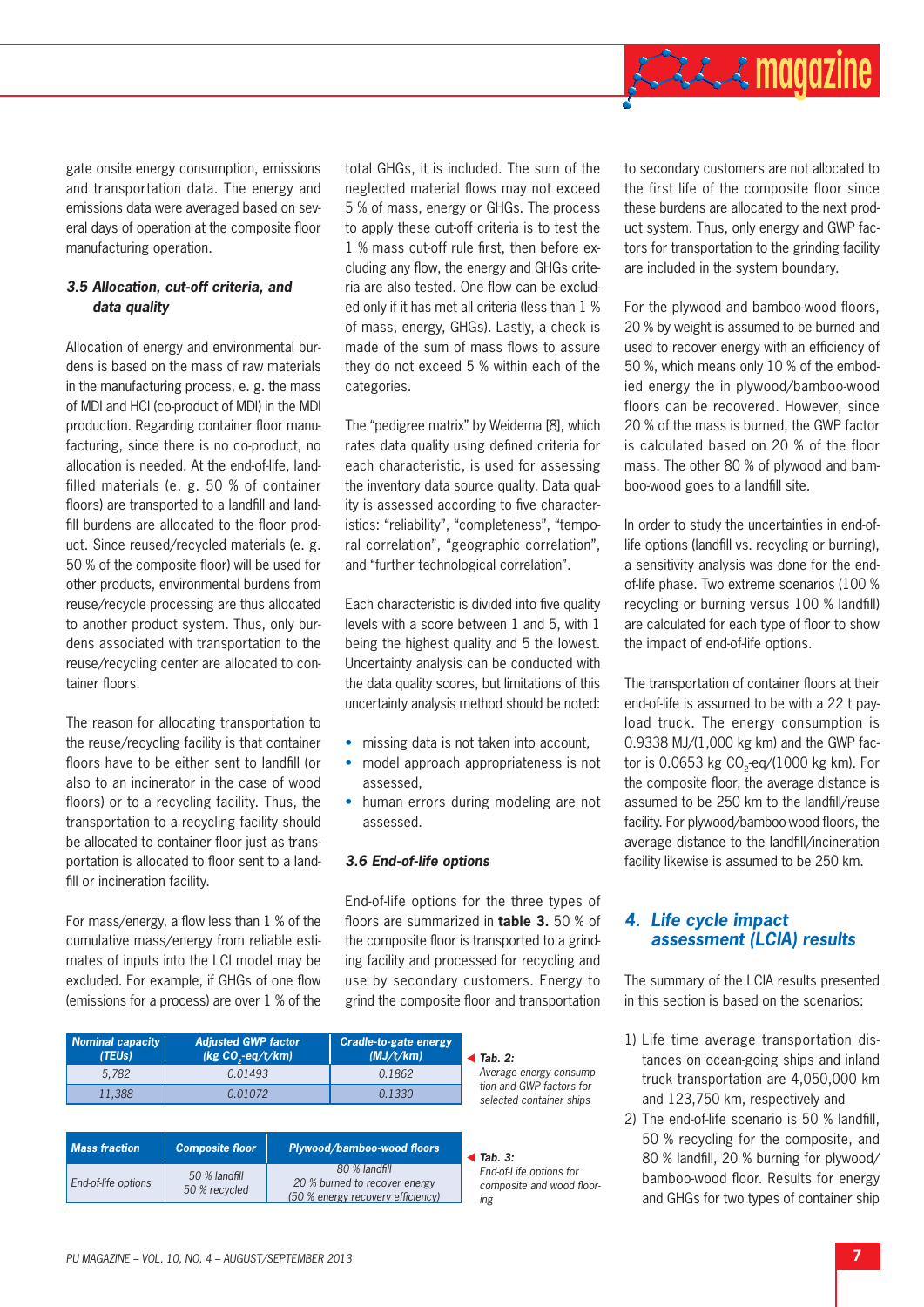gate onsite energy consumption, emissions and transportation data. The energy and emissions data were averaged based on several days of operation at the composite floor manufacturing operation.

### 3.5 Allocation, cut-off criteria, and data quality

Allocation of energy and environmental burdens is based on the mass of raw materials in the manufacturing process, e. g. the mass of MDI and HCI (co-product of MDI) in the MDI production. Regarding container floor manufacturing, since there is no co-product, no allocation is needed. At the end-of-life, landfilled materials (e. g. 50 % of container floors) are transported to a landfill and landfill burdens are allocated to the floor product. Since reused/recycled materials (e. g. 50 % of the composite floor) will be used for other products, environmental burdens from reuse/recycle processing are thus allocated to another product system. Thus, only burdens associated with transportation to the reuse/recycling center are allocated to container floors.

The reason for allocating transportation to the reuse/recycling facility is that container floors have to be either sent to landfill (or also to an incinerator in the case of wood floors) or to a recycling facility. Thus, the transportation to a recycling facility should be allocated to container floor just as transportation is allocated to floor sent to a landfill or incineration facility.

For mass/energy, a flow less than 1 % of the cumulative mass/energy from reliable estimates of inputs into the LCI model may be excluded. For example, if GHGs of one flow (emissions for a process) are over 1 % of the total GHGs, it is included. The sum of the neglected material flows may not exceed 5 % of mass, energy or GHGs. The process to apply these cut-off criteria is to test the 1 % mass cut-off rule first, then before excluding any flow, the energy and GHGs criteria are also tested. One flow can be excluded only if it has met all criteria (less than 1 % of mass, energy, GHGs). Lastly, a check is made of the sum of mass flows to assure they do not exceed 5 % within each of the categories.

The "pedigree matrix" by Weidema [8], which rates data quality using defined criteria for each characteristic, is used for assessing the inventory data source quality. Data quality is assessed according to five characteristics: "reliability", "completeness", "temporal correlation", "geographic correlation", and "further technological correlation".

Each characteristic is divided into five quality levels with a score between 1 and 5, with 1 being the highest quality and 5 the lowest. Uncertainty analysis can be conducted with the data quality scores, but limitations of this uncertainty analysis method should be noted:

- missing data is not taken into account,
- model approach appropriateness is not assessed,
- human errors during modeling are not assessed.

### 3.6 End-of-life options

End-of-life options for the three types of floors are summarized in **table 3.** 50 % of the composite floor is transported to a grinding facility and processed for recycling and use by secondary customers. Energy to grind the composite floor and transportation to secondary customers are not allocated to the first life of the composite floor since these burdens are allocated to the next product system. Thus, only energy and GWP factors for transportation to the grinding facility are included in the system boundary.

For the plywood and bamboo-wood floors, 20 % by weight is assumed to be burned and used to recover energy with an efficiency of 50 %, which means only 10 % of the embodied energy the in plywood/bamboo-wood floors can be recovered. However, since 20 % of the mass is burned, the GWP factor is calculated based on 20 % of the floor mass. The other 80 % of plywood and bamboo-wood goes to a landfill site.

In order to study the uncertainties in end-of-life options (landfill vs. recycling or burning), a sensitivity analysis was done for the end-of-life phase. Two extreme scenarios (100 % recycling or burning versus 100 % landfill) are calculated for each type of floor to show the impact of end-of-life options.

The transportation of container floors at their end-of-life is assumed to be with a 22 t payload truck. The energy consumption is 0.9338 MJ/(1,000 kg km) and the GWP factor is 0.0653 kg $CO_2$-eq/(1000 kg km). For the composite floor, the average distance is assumed to be 250 km to the landfill/reuse facility. For plywood/bamboo-wood floors, the average distance to the landfill/incineration facility likewise is assumed to be 250 km.

| Nominal capacity (TEUs) | Adjusted GWP factor (kg $CO_2$-eq/t/km) | Cradle-to-gate energy (MJ/t/km) |
|---|---|---|
| 5,782 | 0.01493 | 0.1862 |
| 11,388 | 0.01072 | 0.1330 |

**Tab. 2:** Average energy consumption and GWP factors for selected container ships

| Mass fraction | Composite floor | Plywood/bamboo-wood floors |
|---|---|---|
| End-of-life options | 50 % landfill<br>50 % recycled | 80 % landfill<br>20 % burned to recover energy<br>(50 % energy recovery efficiency) |

**Tab. 3:** End-of-Life options for composite and wood flooring

## 4. Life cycle impact assessment (LCIA) results

The summary of the LCIA results presented in this section is based on the scenarios:

1) Life time average transportation distances on ocean-going ships and inland truck transportation are 4,050,000 km and 123,750 km, respectively and
2) The end-of-life scenario is 50 % landfill, 50 % recycling for the composite, and 80 % landfill, 20 % burning for plywood/bamboo-wood floor. Results for energy and GHGs for two types of container ship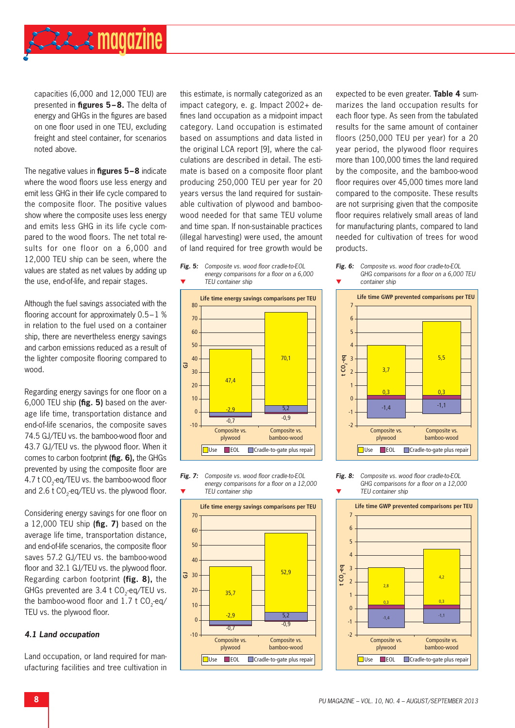capacities (6,000 and 12,000 TEU) are presented in **figures 5–8.** The delta of energy and GHGs in the figures are based on one floor used in one TEU, excluding freight and steel container, for scenarios noted above.

The negative values in **figures 5–8** indicate where the wood floors use less energy and emit less GHG in their life cycle compared to the composite floor. The positive values show where the composite uses less energy and emits less GHG in its life cycle compared to the wood floors. The net total results for one floor on a 6,000 and 12,000 TEU ship can be seen, where the values are stated as net values by adding up the use, end-of-life, and repair stages.

Although the fuel savings associated with the flooring account for approximately 0.5–1 % in relation to the fuel used on a container ship, there are nevertheless energy savings and carbon emissions reduced as a result of the lighter composite flooring compared to wood.

Regarding energy savings for one floor on a 6,000 TEU ship **(fig. 5)** based on the average life time, transportation distance and end-of-life scenarios, the composite saves 74.5 GJ/TEU vs. the bamboo-wood floor and 43.7 GJ/TEU vs. the plywood floor. When it comes to carbon footprint **(fig. 6)**, the GHGs prevented by using the composite floor are 4.7 t $CO_2$-eq/TEU vs. the bamboo-wood floor and 2.6 t $CO_2$-eq/TEU vs. the plywood floor.

Considering energy savings for one floor on a 12,000 TEU ship **(fig. 7)** based on the average life time, transportation distance, and end-of-life scenarios, the composite floor saves 57.2 GJ/TEU vs. the bamboo-wood floor and 32.1 GJ/TEU vs. the plywood floor. Regarding carbon footprint **(fig. 8)**, the GHGs prevented are 3.4 t $CO_2$-eq/TEU vs. the bamboo-wood floor and 1.7 t $CO_2$-eq/TEU vs. the plywood floor.

### *4.1 Land occupation*

Land occupation, or land required for manufacturing facilities and tree cultivation in this estimate, is normally categorized as an impact category, e. g. Impact 2002+ defines land occupation as a midpoint impact category. Land occupation is estimated based on assumptions and data listed in the original LCA report [9], where the calculations are described in detail. The estimate is based on a composite floor plant producing 250,000 TEU per year for 20 years versus the land required for sustainable cultivation of plywood and bamboo-wood needed for that same TEU volume and time span. If non-sustainable practices (illegal harvesting) were used, the amount of land required for tree growth would be expected to be even greater. **Table 4** summarizes the land occupation results for each floor type. As seen from the tabulated results for the same amount of container floors (250,000 TEU per year) for a 20 year period, the plywood floor requires more than 100,000 times the land required by the composite, and the bamboo-wood floor requires over 45,000 times more land compared to the composite. These results are not surprising given that the composite floor requires relatively small areas of land for manufacturing plants, compared to land needed for cultivation of trees for wood products.

*Fig. 5: Composite vs. wood floor cradle-to-EOL energy comparisons for a floor on a 6,000 TEU container ship*

Life time energy savings comparisons per TEU (GJ)

| | Composite vs. plywood | Composite vs. bamboo-wood |
|---|---|---|
| Use | 47,4 | 70,1 |
| EOL | -0,7 | -0,9 |
| Cradle-to-gate plus repair | -2,9 | 5,2 |

*Fig. 6: Composite vs. wood floor cradle-to-EOL GHG comparisons for a floor on a 6,000 TEU container ship*

Life time GWP prevented comparisons per TEU (t $CO_2$-eq)

| | Composite vs. plywood | Composite vs. bamboo-wood |
|---|---|---|
| Use | 3,7 | 5,5 |
| EOL | 0,3 | 0,3 |
| Cradle-to-gate plus repair | -1,4 | -1,1 |

*Fig. 7: Composite vs. wood floor cradle-to-EOL energy comparisons for a floor on a 12,000 TEU container ship*

Life time energy savings comparisons per TEU (GJ)

| | Composite vs. plywood | Composite vs. bamboo-wood |
|---|---|---|
| Use | 35,7 | 52,9 |
| EOL | -0,7 | -0,9 |
| Cradle-to-gate plus repair | -2,9 | 5,2 |

*Fig. 8: Composite vs. wood floor cradle-to-EOL GHG comparisons for a floor on a 12,000 TEU container ship*

Life time GWP prevented comparisons per TEU (t $CO_2$-eq)

| | Composite vs. plywood | Composite vs. bamboo-wood |
|---|---|---|
| Use | 2,8 | 4,2 |
| EOL | 0,3 | 0,3 |
| Cradle-to-gate plus repair | -1,4 | -1,1 |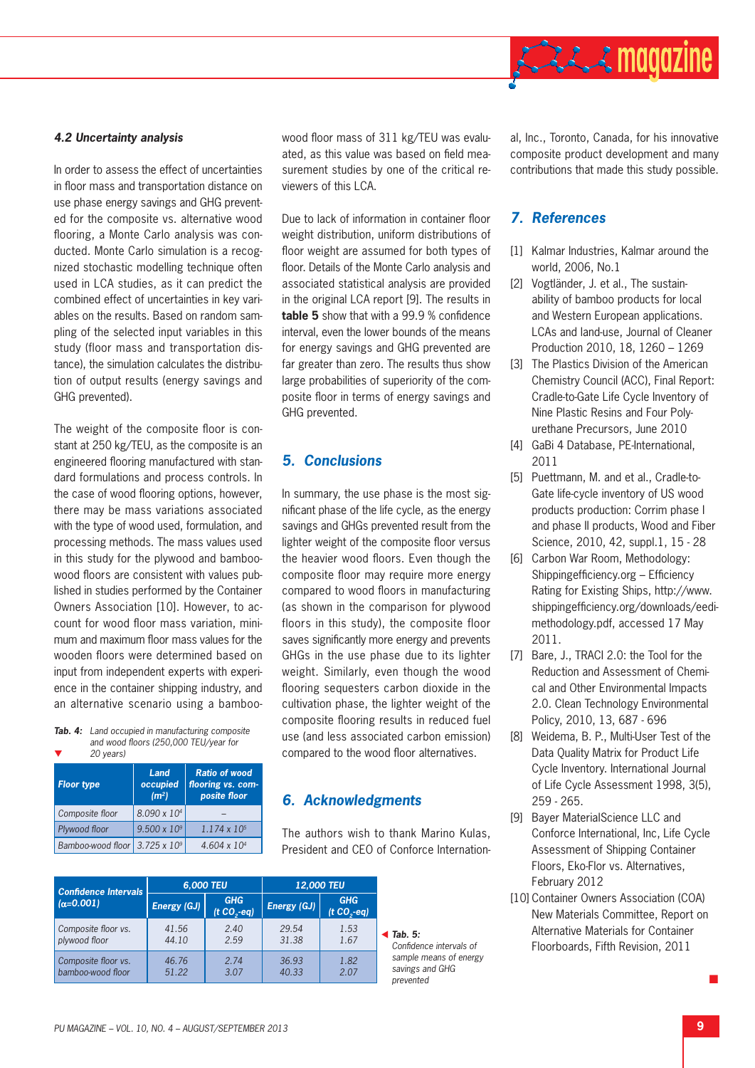### 4.2 Uncertainty analysis

In order to assess the effect of uncertainties in floor mass and transportation distance on use phase energy savings and GHG prevented for the composite vs. alternative wood flooring, a Monte Carlo analysis was conducted. Monte Carlo simulation is a recognized stochastic modelling technique often used in LCA studies, as it can predict the combined effect of uncertainties in key variables on the results. Based on random sampling of the selected input variables in this study (floor mass and transportation distance), the simulation calculates the distribution of output results (energy savings and GHG prevented).

The weight of the composite floor is constant at 250 kg/TEU, as the composite is an engineered flooring manufactured with standard formulations and process controls. In the case of wood flooring options, however, there may be mass variations associated with the type of wood used, formulation, and processing methods. The mass values used in this study for the plywood and bamboo-wood floors are consistent with values published in studies performed by the Container Owners Association [10]. However, to account for wood floor mass variation, minimum and maximum floor mass values for the wooden floors were determined based on input from independent experts with experience in the container shipping industry, and an alternative scenario using a bamboo-wood floor mass of 311 kg/TEU was evaluated, as this value was based on field measurement studies by one of the critical reviewers of this LCA.

Due to lack of information in container floor weight distribution, uniform distributions of floor weight are assumed for both types of floor. Details of the Monte Carlo analysis and associated statistical analysis are provided in the original LCA report [9]. The results in **table 5** show that with a 99.9 % confidence interval, even the lower bounds of the means for energy savings and GHG prevented are far greater than zero. The results thus show large probabilities of superiority of the composite floor in terms of energy savings and GHG prevented.

*Tab. 4: Land occupied in manufacturing composite and wood floors (250,000 TEU/year for 20 years)*

| Floor type | Land occupied ($m^2$) | Ratio of wood flooring vs. composite floor |
|---|---|---|
| Composite floor | $8.090 \times 10^4$ | – |
| Plywood floor | $9.500 \times 10^9$ | $1.174 \times 10^5$ |
| Bamboo-wood floor | $3.725 \times 10^9$ | $4.604 \times 10^4$ |

| Confidence Intervals ($\alpha$=0.001) | 6,000 TEU | | 12,000 TEU | |
|---|---|---|---|---|
| | Energy (GJ) | GHG (t $CO_2$-eq) | Energy (GJ) | GHG (t $CO_2$-eq) |
| Composite floor vs. plywood floor | 41.56<br>44.10 | 2.40<br>2.59 | 29.54<br>31.38 | 1.53<br>1.67 |
| Composite floor vs. bamboo-wood floor | 46.76<br>51.22 | 2.74<br>3.07 | 36.93<br>40.33 | 1.82<br>2.07 |

*Tab. 5: Confidence intervals of energy sample means of energy savings and GHG prevented*

## 5. Conclusions

In summary, the use phase is the most significant phase of the life cycle, as the energy savings and GHGs prevented result from the lighter weight of the composite floor versus the heavier wood floors. Even though the composite floor may require more energy compared to wood floors in manufacturing (as shown in the comparison for plywood floors in this study), the composite floor saves significantly more energy and prevents GHGs in the use phase due to its lighter weight. Similarly, even though the wood flooring sequesters carbon dioxide in the cultivation phase, the lighter weight of the composite flooring results in reduced fuel use (and less associated carbon emission) compared to the wood floor alternatives.

## 6. Acknowledgments

The authors wish to thank Marino Kulas, President and CEO of Conforce International, Inc., Toronto, Canada, for his innovative composite product development and many contributions that made this study possible.

## 7. References

[1] Kalmar Industries, Kalmar around the world, 2006, No.1

[2] Vogtländer, J. et al., The sustainability of bamboo products for local and Western European applications. LCAs and land-use, Journal of Cleaner Production 2010, 18, 1260 – 1269

[3] The Plastics Division of the American Chemistry Council (ACC), Final Report: Cradle-to-Gate Life Cycle Inventory of Nine Plastic Resins and Four Polyurethane Precursors, June 2010

[4] GaBi 4 Database, PE-International, 2011

[5] Puettmann, M. and et al., Cradle-to-Gate life-cycle inventory of US wood products production: Corrim phase I and phase II products, Wood and Fiber Science, 2010, 42, suppl.1, 15 - 28

[6] Carbon War Room, Methodology: Shippingefficiency.org – Efficiency Rating for Existing Ships, http://www.shippingefficiency.org/downloads/eedi-methodology.pdf, accessed 17 May 2011.

[7] Bare, J., TRACI 2.0: the Tool for the Reduction and Assessment of Chemical and Other Environmental Impacts 2.0. Clean Technology Environmental Policy, 2010, 13, 687 - 696

[8] Weidema, B. P., Multi-User Test of the Data Quality Matrix for Product Life Cycle Inventory. International Journal of Life Cycle Assessment 1998, 3(5), 259 - 265.

[9] Bayer MaterialScience LLC and Conforce International, Inc, Life Cycle Assessment of Shipping Container Floors, Eko-Flor vs. Alternatives, February 2012

[10] Container Owners Association (COA) New Materials Committee, Report on Alternative Materials for Container Floorboards, Fifth Revision, 2011